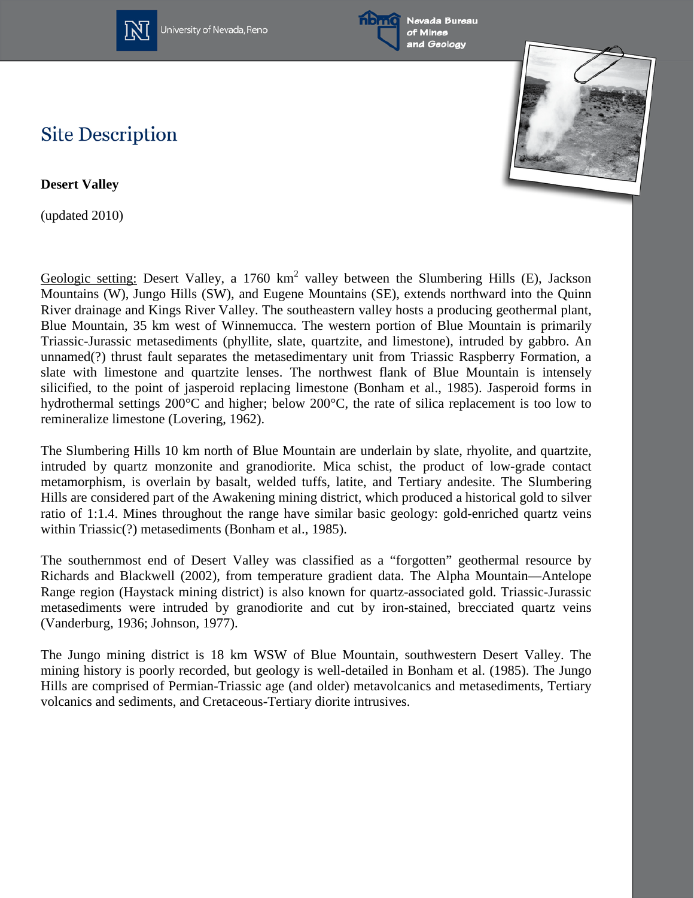# Site Description

**Desert Valley**

(updated 2010)

Geologic setting: Desert Valley, a 1760 km$^2$ valley between the Slumbering Hills (E), Jackson Mountains (W), Jungo Hills (SW), and Eugene Mountains (SE), extends northward into the Quinn River drainage and Kings River Valley. The southeastern valley hosts a producing geothermal plant, Blue Mountain, 35 km west of Winnemucca. The western portion of Blue Mountain is primarily Triassic-Jurassic metasediments (phyllite, slate, quartzite, and limestone), intruded by gabbro. An unnamed(?) thrust fault separates the metasedimentary unit from Triassic Raspberry Formation, a slate with limestone and quartzite lenses. The northwest flank of Blue Mountain is intensely silicified, to the point of jasperoid replacing limestone (Bonham et al., 1985). Jasperoid forms in hydrothermal settings 200°C and higher; below 200°C, the rate of silica replacement is too low to remineralize limestone (Lovering, 1962).

The Slumbering Hills 10 km north of Blue Mountain are underlain by slate, rhyolite, and quartzite, intruded by quartz monzonite and granodiorite. Mica schist, the product of low-grade contact metamorphism, is overlain by basalt, welded tuffs, latite, and Tertiary andesite. The Slumbering Hills are considered part of the Awakening mining district, which produced a historical gold to silver ratio of 1:1.4. Mines throughout the range have similar basic geology: gold-enriched quartz veins within Triassic(?) metasediments (Bonham et al., 1985).

The southernmost end of Desert Valley was classified as a "forgotten" geothermal resource by Richards and Blackwell (2002), from temperature gradient data. The Alpha Mountain—Antelope Range region (Haystack mining district) is also known for quartz-associated gold. Triassic-Jurassic metasediments were intruded by granodiorite and cut by iron-stained, brecciated quartz veins (Vanderburg, 1936; Johnson, 1977).

The Jungo mining district is 18 km WSW of Blue Mountain, southwestern Desert Valley. The mining history is poorly recorded, but geology is well-detailed in Bonham et al. (1985). The Jungo Hills are comprised of Permian-Triassic age (and older) metavolcanics and metasediments, Tertiary volcanics and sediments, and Cretaceous-Tertiary diorite intrusives.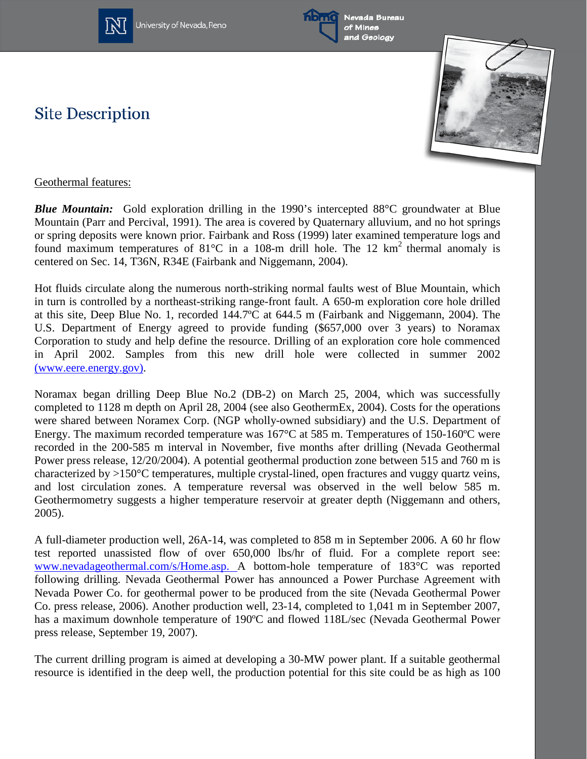# Site Description

Geothermal features:

***Blue Mountain:*** Gold exploration drilling in the 1990's intercepted 88°C groundwater at Blue Mountain (Parr and Percival, 1991). The area is covered by Quaternary alluvium, and no hot springs or spring deposits were known prior. Fairbank and Ross (1999) later examined temperature logs and found maximum temperatures of 81°C in a 108-m drill hole. The 12 $km^2$ thermal anomaly is centered on Sec. 14, T36N, R34E (Fairbank and Niggemann, 2004).

Hot fluids circulate along the numerous north-striking normal faults west of Blue Mountain, which in turn is controlled by a northeast-striking range-front fault. A 650-m exploration core hole drilled at this site, Deep Blue No. 1, recorded 144.7ºC at 644.5 m (Fairbank and Niggemann, 2004). The U.S. Department of Energy agreed to provide funding ($657,000 over 3 years) to Noramax Corporation to study and help define the resource. Drilling of an exploration core hole commenced in April 2002. Samples from this new drill hole were collected in summer 2002 (www.eere.energy.gov).

Noramax began drilling Deep Blue No.2 (DB-2) on March 25, 2004, which was successfully completed to 1128 m depth on April 28, 2004 (see also GeothermEx, 2004). Costs for the operations were shared between Noramex Corp. (NGP wholly-owned subsidiary) and the U.S. Department of Energy. The maximum recorded temperature was 167°C at 585 m. Temperatures of 150-160ºC were recorded in the 200-585 m interval in November, five months after drilling (Nevada Geothermal Power press release, 12/20/2004). A potential geothermal production zone between 515 and 760 m is characterized by >150°C temperatures, multiple crystal-lined, open fractures and vuggy quartz veins, and lost circulation zones. A temperature reversal was observed in the well below 585 m. Geothermometry suggests a higher temperature reservoir at greater depth (Niggemann and others, 2005).

A full-diameter production well, 26A-14, was completed to 858 m in September 2006. A 60 hr flow test reported unassisted flow of over 650,000 lbs/hr of fluid. For a complete report see: www.nevadageothermal.com/s/Home.asp. A bottom-hole temperature of 183°C was reported following drilling. Nevada Geothermal Power has announced a Power Purchase Agreement with Nevada Power Co. for geothermal power to be produced from the site (Nevada Geothermal Power Co. press release, 2006). Another production well, 23-14, completed to 1,041 m in September 2007, has a maximum downhole temperature of 190ºC and flowed 118L/sec (Nevada Geothermal Power press release, September 19, 2007).

The current drilling program is aimed at developing a 30-MW power plant. If a suitable geothermal resource is identified in the deep well, the production potential for this site could be as high as 100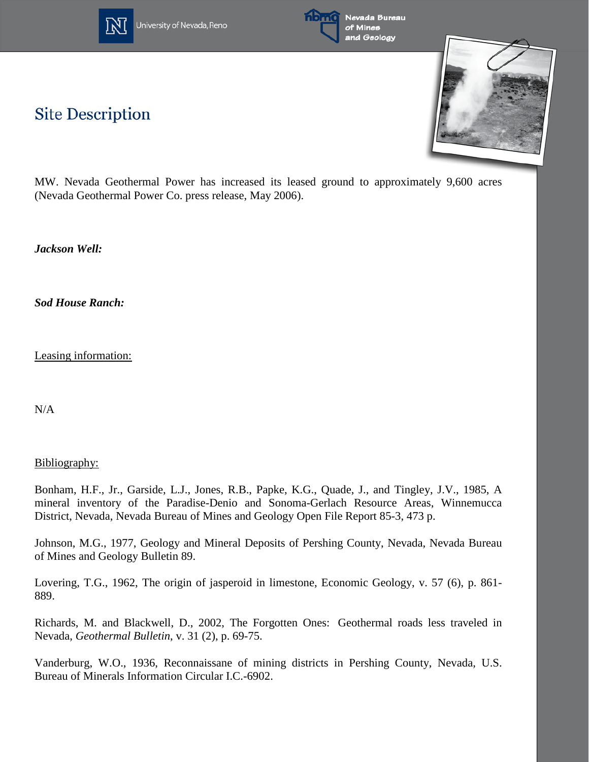# Site Description

MW. Nevada Geothermal Power has increased its leased ground to approximately 9,600 acres (Nevada Geothermal Power Co. press release, May 2006).

***Jackson Well:***

***Sod House Ranch:***

Leasing information:

N/A

Bibliography:

Bonham, H.F., Jr., Garside, L.J., Jones, R.B., Papke, K.G., Quade, J., and Tingley, J.V., 1985, A mineral inventory of the Paradise-Denio and Sonoma-Gerlach Resource Areas, Winnemucca District, Nevada, Nevada Bureau of Mines and Geology Open File Report 85-3, 473 p.

Johnson, M.G., 1977, Geology and Mineral Deposits of Pershing County, Nevada, Nevada Bureau of Mines and Geology Bulletin 89.

Lovering, T.G., 1962, The origin of jasperoid in limestone, Economic Geology, v. 57 (6), p. 861-889.

Richards, M. and Blackwell, D., 2002, The Forgotten Ones: Geothermal roads less traveled in Nevada, *Geothermal Bulletin*, v. 31 (2), p. 69-75.

Vanderburg, W.O., 1936, Reconnaissane of mining districts in Pershing County, Nevada, U.S. Bureau of Minerals Information Circular I.C.-6902.